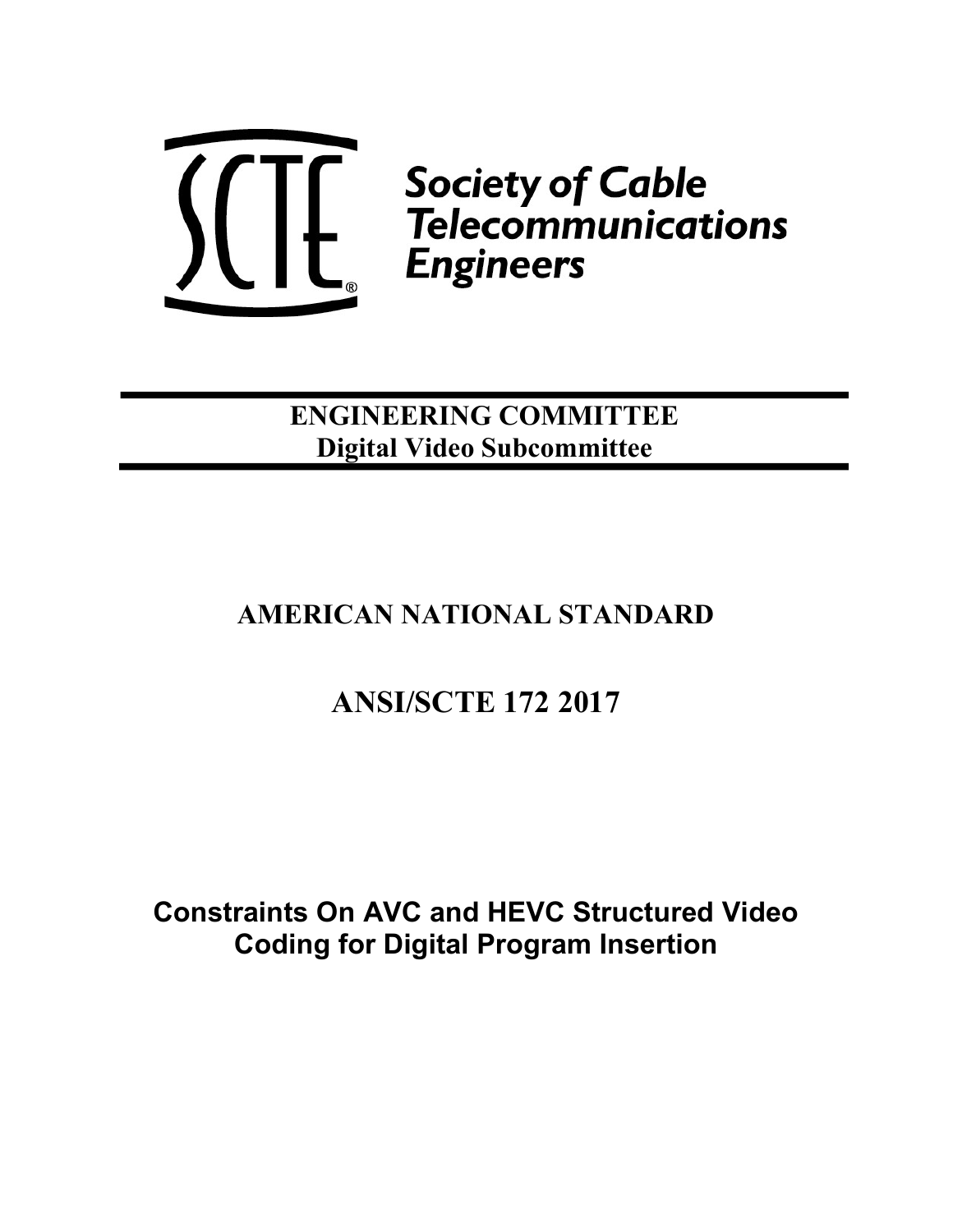Society of Cable Telecommunications Engineers

**ENGINEERING COMMITTEE**
**Digital Video Subcommittee**

# AMERICAN NATIONAL STANDARD

# ANSI/SCTE 172 2017

# Constraints On AVC and HEVC Structured Video Coding for Digital Program Insertion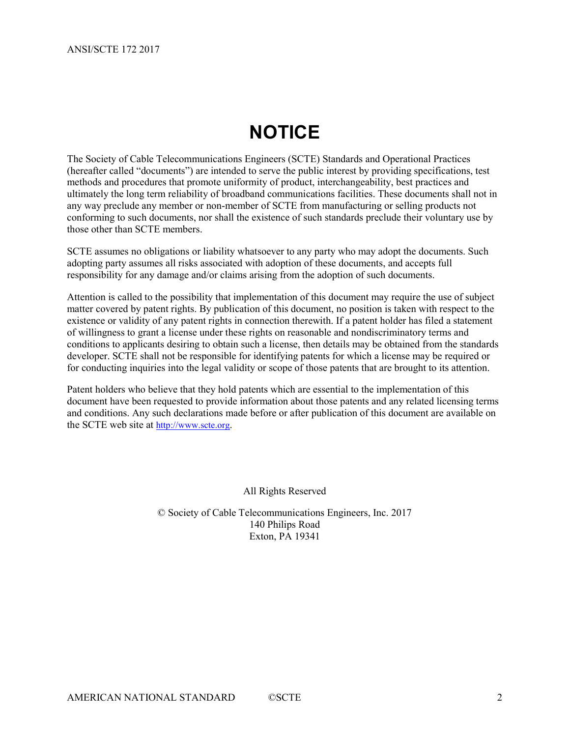# NOTICE

The Society of Cable Telecommunications Engineers (SCTE) Standards and Operational Practices (hereafter called "documents") are intended to serve the public interest by providing specifications, test methods and procedures that promote uniformity of product, interchangeability, best practices and ultimately the long term reliability of broadband communications facilities. These documents shall not in any way preclude any member or non-member of SCTE from manufacturing or selling products not conforming to such documents, nor shall the existence of such standards preclude their voluntary use by those other than SCTE members.

SCTE assumes no obligations or liability whatsoever to any party who may adopt the documents. Such adopting party assumes all risks associated with adoption of these documents, and accepts full responsibility for any damage and/or claims arising from the adoption of such documents.

Attention is called to the possibility that implementation of this document may require the use of subject matter covered by patent rights. By publication of this document, no position is taken with respect to the existence or validity of any patent rights in connection therewith. If a patent holder has filed a statement of willingness to grant a license under these rights on reasonable and nondiscriminatory terms and conditions to applicants desiring to obtain such a license, then details may be obtained from the standards developer. SCTE shall not be responsible for identifying patents for which a license may be required or for conducting inquiries into the legal validity or scope of those patents that are brought to its attention.

Patent holders who believe that they hold patents which are essential to the implementation of this document have been requested to provide information about those patents and any related licensing terms and conditions. Any such declarations made before or after publication of this document are available on the SCTE web site at http://www.scte.org.

All Rights Reserved

© Society of Cable Telecommunications Engineers, Inc. 2017
140 Philips Road
Exton, PA 19341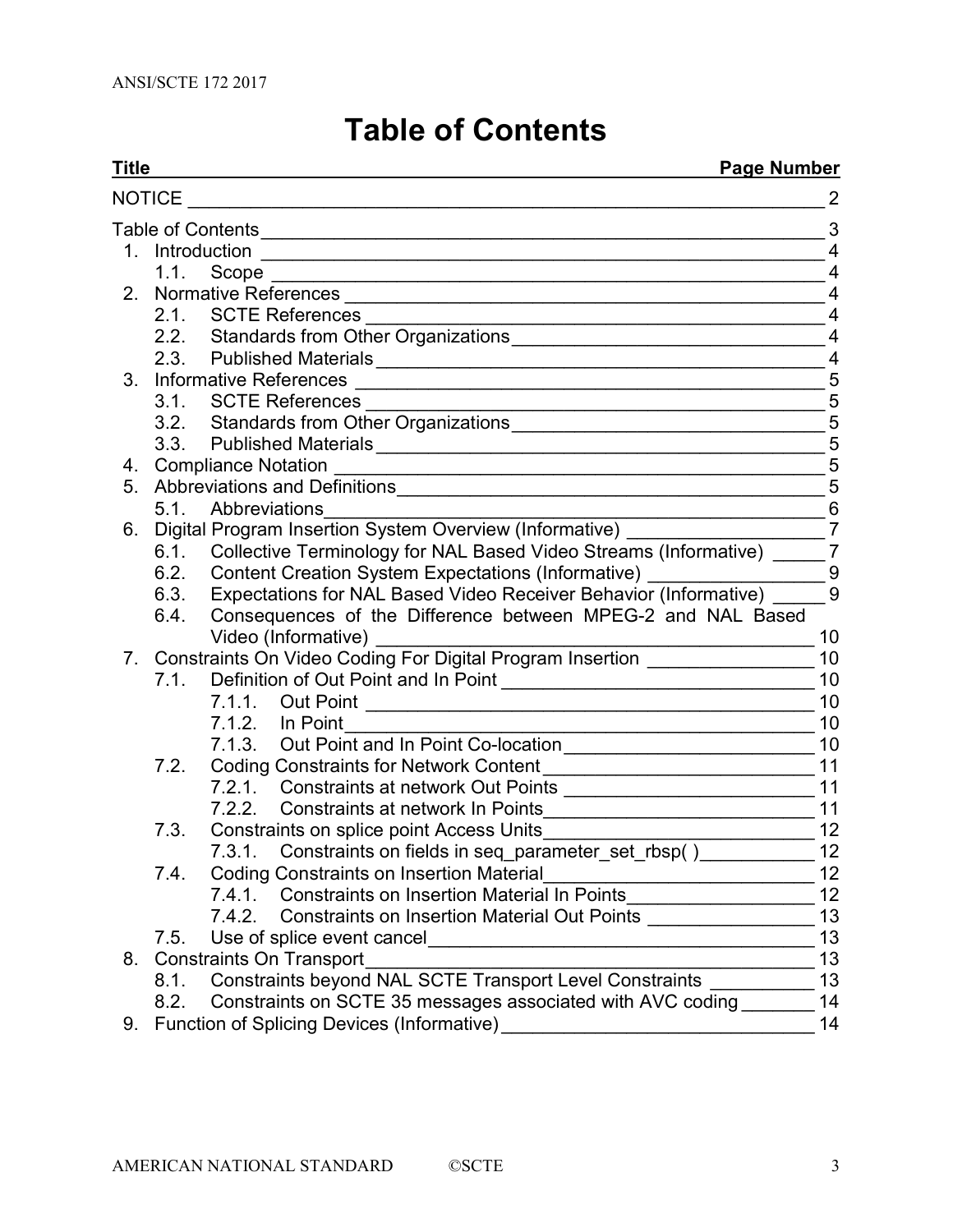# Table of Contents

| Title | Page Number |
|---|---|
| NOTICE | 2 |
| Table of Contents | 3 |
| 1. Introduction | 4 |
| 1.1. Scope | 4 |
| 2. Normative References | 4 |
| 2.1. SCTE References | 4 |
| 2.2. Standards from Other Organizations | 4 |
| 2.3. Published Materials | 4 |
| 3. Informative References | 5 |
| 3.1. SCTE References | 5 |
| 3.2. Standards from Other Organizations | 5 |
| 3.3. Published Materials | 5 |
| 4. Compliance Notation | 5 |
| 5. Abbreviations and Definitions | 5 |
| 5.1. Abbreviations | 6 |
| 6. Digital Program Insertion System Overview (Informative) | 7 |
| 6.1. Collective Terminology for NAL Based Video Streams (Informative) | 7 |
| 6.2. Content Creation System Expectations (Informative) | 9 |
| 6.3. Expectations for NAL Based Video Receiver Behavior (Informative) | 9 |
| 6.4. Consequences of the Difference between MPEG-2 and NAL Based Video (Informative) | 10 |
| 7. Constraints On Video Coding For Digital Program Insertion | 10 |
| 7.1. Definition of Out Point and In Point | 10 |
| 7.1.1. Out Point | 10 |
| 7.1.2. In Point | 10 |
| 7.1.3. Out Point and In Point Co-location | 10 |
| 7.2. Coding Constraints for Network Content | 11 |
| 7.2.1. Constraints at network Out Points | 11 |
| 7.2.2. Constraints at network In Points | 11 |
| 7.3. Constraints on splice point Access Units | 12 |
| 7.3.1. Constraints on fields in seq_parameter_set_rbsp( ) | 12 |
| 7.4. Coding Constraints on Insertion Material | 12 |
| 7.4.1. Constraints on Insertion Material In Points | 12 |
| 7.4.2. Constraints on Insertion Material Out Points | 13 |
| 7.5. Use of splice event cancel | 13 |
| 8. Constraints On Transport | 13 |
| 8.1. Constraints beyond NAL SCTE Transport Level Constraints | 13 |
| 8.2. Constraints on SCTE 35 messages associated with AVC coding | 14 |
| 9. Function of Splicing Devices (Informative) | 14 |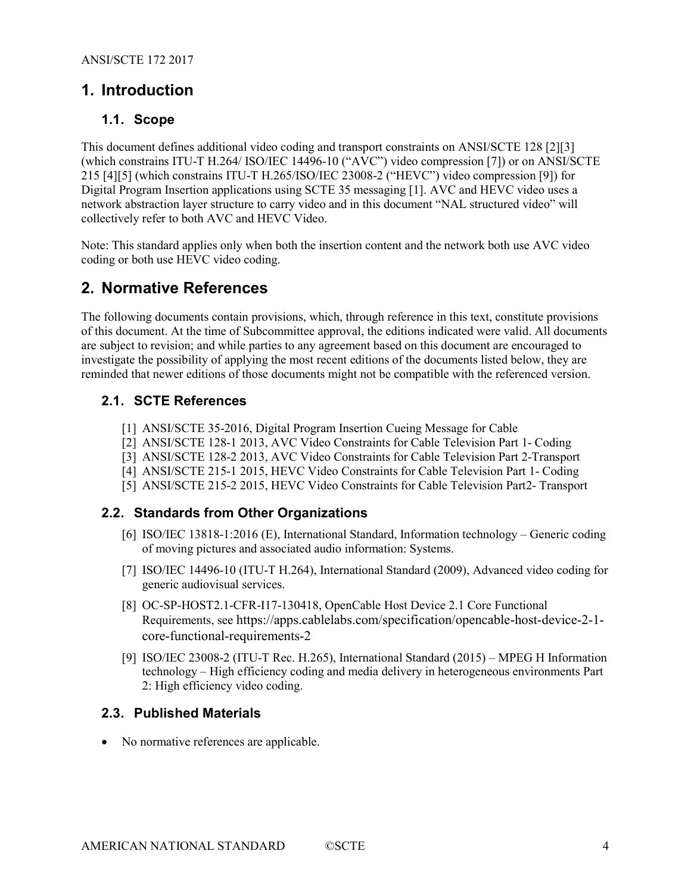# 1. Introduction

## 1.1. Scope

This document defines additional video coding and transport constraints on ANSI/SCTE 128 [2][3] (which constrains ITU-T H.264/ ISO/IEC 14496-10 ("AVC") video compression [7]) or on ANSI/SCTE 215 [4][5] (which constrains ITU-T H.265/ISO/IEC 23008-2 ("HEVC") video compression [9]) for Digital Program Insertion applications using SCTE 35 messaging [1]. AVC and HEVC video uses a network abstraction layer structure to carry video and in this document "NAL structured video" will collectively refer to both AVC and HEVC Video.

Note: This standard applies only when both the insertion content and the network both use AVC video coding or both use HEVC video coding.

# 2. Normative References

The following documents contain provisions, which, through reference in this text, constitute provisions of this document. At the time of Subcommittee approval, the editions indicated were valid. All documents are subject to revision; and while parties to any agreement based on this document are encouraged to investigate the possibility of applying the most recent editions of the documents listed below, they are reminded that newer editions of those documents might not be compatible with the referenced version.

## 2.1. SCTE References

[1] ANSI/SCTE 35-2016, Digital Program Insertion Cueing Message for Cable
[2] ANSI/SCTE 128-1 2013, AVC Video Constraints for Cable Television Part 1- Coding
[3] ANSI/SCTE 128-2 2013, AVC Video Constraints for Cable Television Part 2-Transport
[4] ANSI/SCTE 215-1 2015, HEVC Video Constraints for Cable Television Part 1- Coding
[5] ANSI/SCTE 215-2 2015, HEVC Video Constraints for Cable Television Part2- Transport

## 2.2. Standards from Other Organizations

[6] ISO/IEC 13818-1:2016 (E), International Standard, Information technology – Generic coding of moving pictures and associated audio information: Systems.

[7] ISO/IEC 14496-10 (ITU-T H.264), International Standard (2009), Advanced video coding for generic audiovisual services.

[8] OC-SP-HOST2.1-CFR-I17-130418, OpenCable Host Device 2.1 Core Functional Requirements, see https://apps.cablelabs.com/specification/opencable-host-device-2-1-core-functional-requirements-2

[9] ISO/IEC 23008-2 (ITU-T Rec. H.265), International Standard (2015) – MPEG H Information technology – High efficiency coding and media delivery in heterogeneous environments Part 2: High efficiency video coding.

## 2.3. Published Materials

- No normative references are applicable.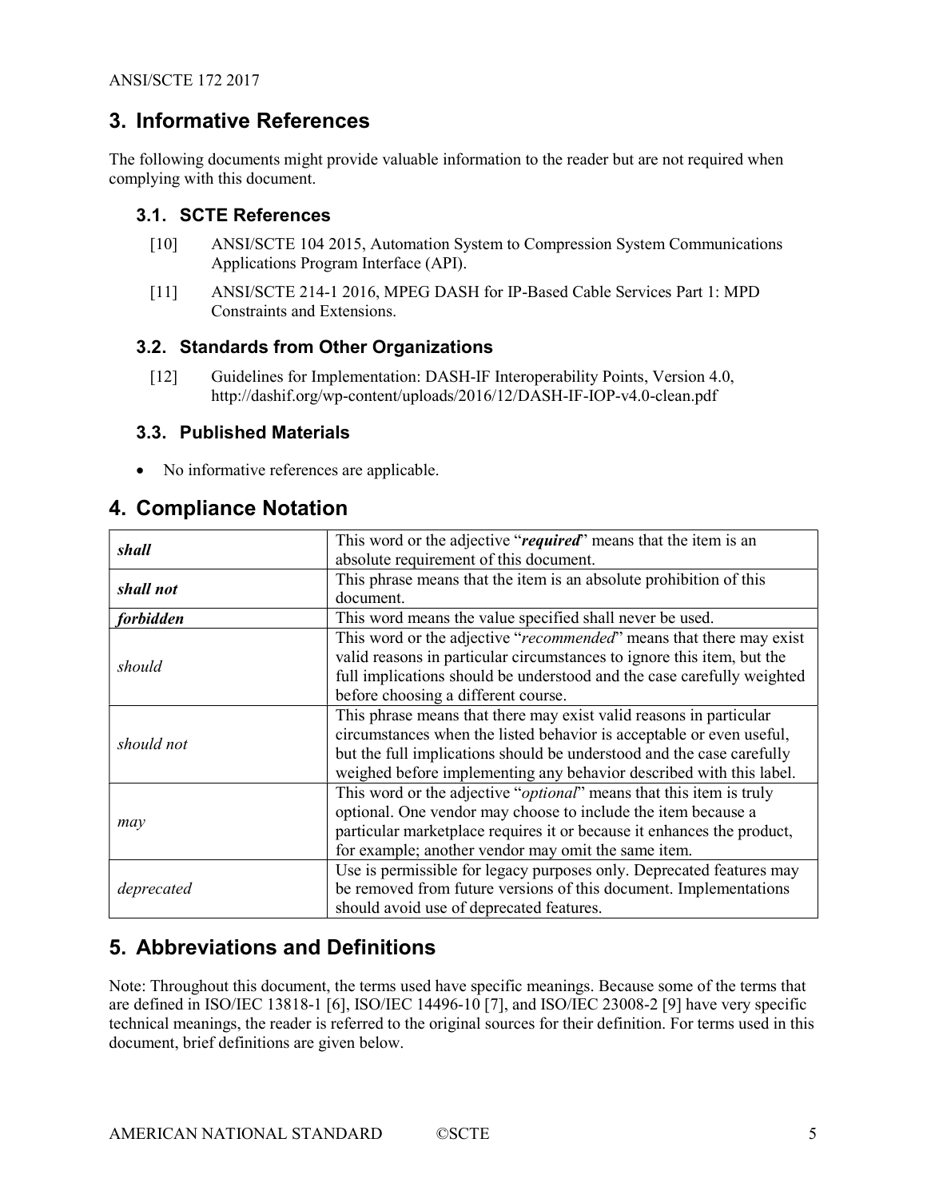# 3. Informative References

The following documents might provide valuable information to the reader but are not required when complying with this document.

## 3.1. SCTE References

- [10] ANSI/SCTE 104 2015, Automation System to Compression System Communications Applications Program Interface (API).
- [11] ANSI/SCTE 214-1 2016, MPEG DASH for IP-Based Cable Services Part 1: MPD Constraints and Extensions.

## 3.2. Standards from Other Organizations

- [12] Guidelines for Implementation: DASH-IF Interoperability Points, Version 4.0, http://dashif.org/wp-content/uploads/2016/12/DASH-IF-IOP-v4.0-clean.pdf

## 3.3. Published Materials

- No informative references are applicable.

# 4. Compliance Notation

| | |
|---|---|
| ***shall*** | This word or the adjective "***required***" means that the item is an absolute requirement of this document. |
| ***shall not*** | This phrase means that the item is an absolute prohibition of this document. |
| ***forbidden*** | This word means the value specified shall never be used. |
| *should* | This word or the adjective "*recommended*" means that there may exist valid reasons in particular circumstances to ignore this item, but the full implications should be understood and the case carefully weighted before choosing a different course. |
| *should not* | This phrase means that there may exist valid reasons in particular circumstances when the listed behavior is acceptable or even useful, but the full implications should be understood and the case carefully weighed before implementing any behavior described with this label. |
| *may* | This word or the adjective "*optional*" means that this item is truly optional. One vendor may choose to include the item because a particular marketplace requires it or because it enhances the product, for example; another vendor may omit the same item. |
| *deprecated* | Use is permissible for legacy purposes only. Deprecated features may be removed from future versions of this document. Implementations should avoid use of deprecated features. |

# 5. Abbreviations and Definitions

Note: Throughout this document, the terms used have specific meanings. Because some of the terms that are defined in ISO/IEC 13818-1 [6], ISO/IEC 14496-10 [7], and ISO/IEC 23008-2 [9] have very specific technical meanings, the reader is referred to the original sources for their definition. For terms used in this document, brief definitions are given below.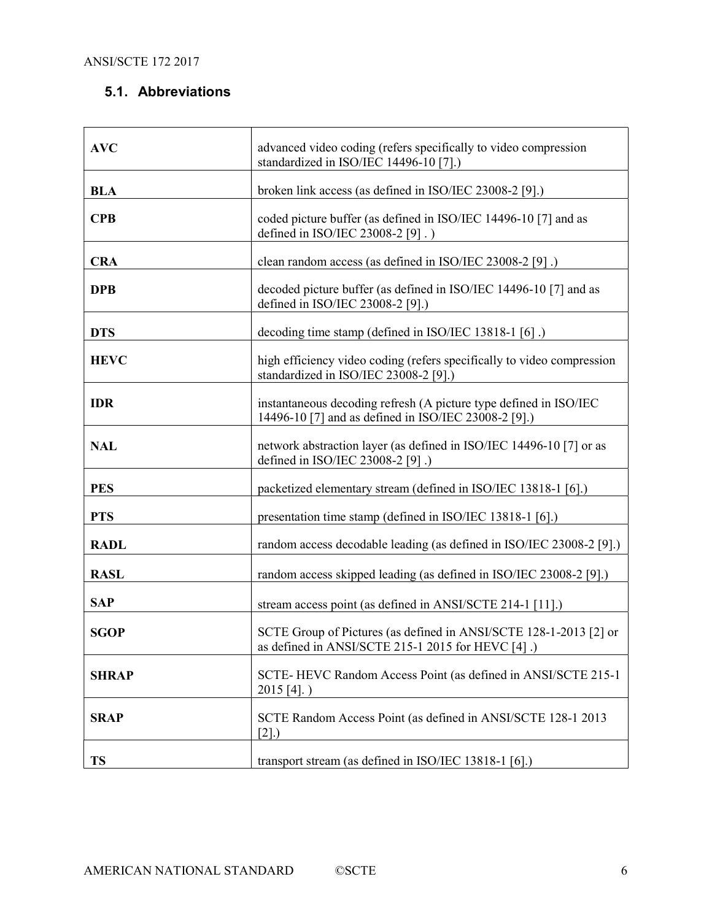### 5.1. Abbreviations

| | |
|---|---|
| **AVC** | advanced video coding (refers specifically to video compression standardized in ISO/IEC 14496-10 [7].) |
| **BLA** | broken link access (as defined in ISO/IEC 23008-2 [9].) |
| **CPB** | coded picture buffer (as defined in ISO/IEC 14496-10 [7] and as defined in ISO/IEC 23008-2 [9] . ) |
| **CRA** | clean random access (as defined in ISO/IEC 23008-2 [9] .) |
| **DPB** | decoded picture buffer (as defined in ISO/IEC 14496-10 [7] and as defined in ISO/IEC 23008-2 [9].) |
| **DTS** | decoding time stamp (defined in ISO/IEC 13818-1 [6] .) |
| **HEVC** | high efficiency video coding (refers specifically to video compression standardized in ISO/IEC 23008-2 [9].) |
| **IDR** | instantaneous decoding refresh (A picture type defined in ISO/IEC 14496-10 [7] and as defined in ISO/IEC 23008-2 [9].) |
| **NAL** | network abstraction layer (as defined in ISO/IEC 14496-10 [7] or as defined in ISO/IEC 23008-2 [9] .) |
| **PES** | packetized elementary stream (defined in ISO/IEC 13818-1 [6].) |
| **PTS** | presentation time stamp (defined in ISO/IEC 13818-1 [6].) |
| **RADL** | random access decodable leading (as defined in ISO/IEC 23008-2 [9].) |
| **RASL** | random access skipped leading (as defined in ISO/IEC 23008-2 [9].) |
| **SAP** | stream access point (as defined in ANSI/SCTE 214-1 [11].) |
| **SGOP** | SCTE Group of Pictures (as defined in ANSI/SCTE 128-1-2013 [2] or as defined in ANSI/SCTE 215-1 2015 for HEVC [4] .) |
| **SHRAP** | SCTE- HEVC Random Access Point (as defined in ANSI/SCTE 215-1 2015 [4]. ) |
| **SRAP** | SCTE Random Access Point (as defined in ANSI/SCTE 128-1 2013 [2].) |
| **TS** | transport stream (as defined in ISO/IEC 13818-1 [6].) |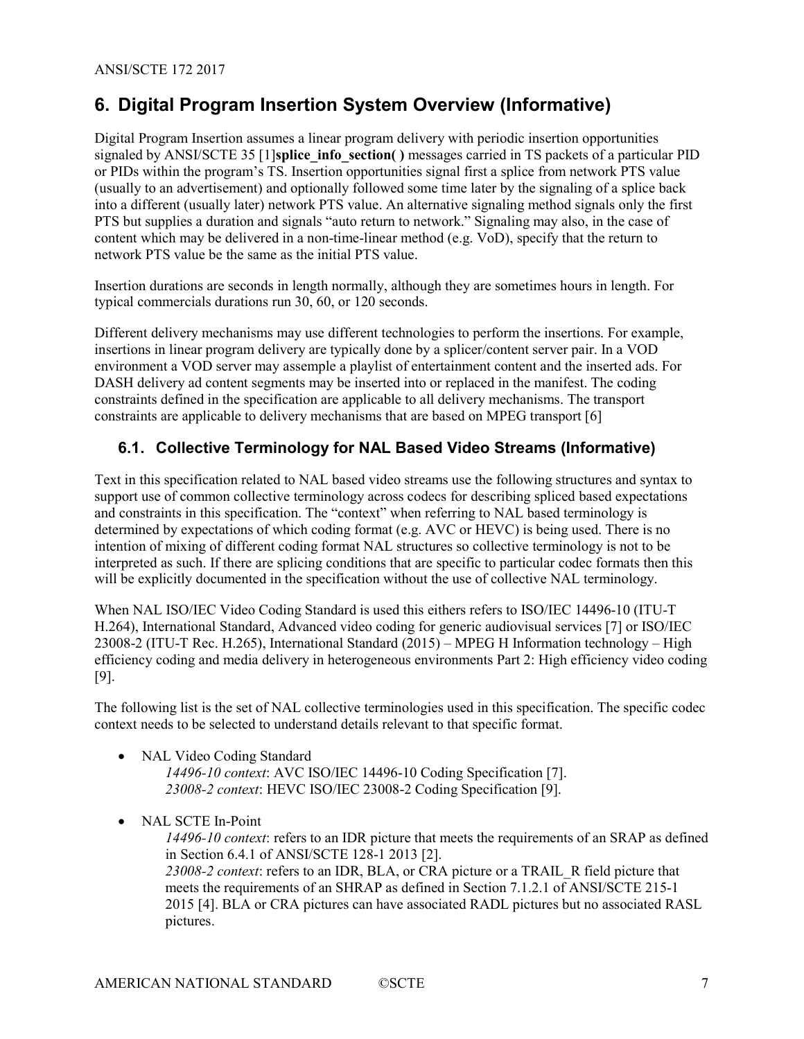# 6. Digital Program Insertion System Overview (Informative)

Digital Program Insertion assumes a linear program delivery with periodic insertion opportunities signaled by ANSI/SCTE 35 [1]**splice_info_section( )** messages carried in TS packets of a particular PID or PIDs within the program's TS. Insertion opportunities signal first a splice from network PTS value (usually to an advertisement) and optionally followed some time later by the signaling of a splice back into a different (usually later) network PTS value. An alternative signaling method signals only the first PTS but supplies a duration and signals "auto return to network." Signaling may also, in the case of content which may be delivered in a non-time-linear method (e.g. VoD), specify that the return to network PTS value be the same as the initial PTS value.

Insertion durations are seconds in length normally, although they are sometimes hours in length. For typical commercials durations run 30, 60, or 120 seconds.

Different delivery mechanisms may use different technologies to perform the insertions. For example, insertions in linear program delivery are typically done by a splicer/content server pair. In a VOD environment a VOD server may assemple a playlist of entertainment content and the inserted ads. For DASH delivery ad content segments may be inserted into or replaced in the manifest. The coding constraints defined in the specification are applicable to all delivery mechanisms. The transport constraints are applicable to delivery mechanisms that are based on MPEG transport [6]

## 6.1. Collective Terminology for NAL Based Video Streams (Informative)

Text in this specification related to NAL based video streams use the following structures and syntax to support use of common collective terminology across codecs for describing spliced based expectations and constraints in this specification. The "context" when referring to NAL based terminology is determined by expectations of which coding format (e.g. AVC or HEVC) is being used. There is no intention of mixing of different coding format NAL structures so collective terminology is not to be interpreted as such. If there are splicing conditions that are specific to particular codec formats then this will be explicitly documented in the specification without the use of collective NAL terminology.

When NAL ISO/IEC Video Coding Standard is used this eithers refers to ISO/IEC 14496-10 (ITU-T H.264), International Standard, Advanced video coding for generic audiovisual services [7] or ISO/IEC 23008-2 (ITU-T Rec. H.265), International Standard (2015) – MPEG H Information technology – High efficiency coding and media delivery in heterogeneous environments Part 2: High efficiency video coding [9].

The following list is the set of NAL collective terminologies used in this specification. The specific codec context needs to be selected to understand details relevant to that specific format.

- NAL Video Coding Standard
  - *14496-10 context*: AVC ISO/IEC 14496-10 Coding Specification [7].
  - *23008-2 context*: HEVC ISO/IEC 23008-2 Coding Specification [9].

- NAL SCTE In-Point
  - *14496-10 context*: refers to an IDR picture that meets the requirements of an SRAP as defined in Section 6.4.1 of ANSI/SCTE 128-1 2013 [2].
  - *23008-2 context*: refers to an IDR, BLA, or CRA picture or a TRAIL_R field picture that meets the requirements of an SHRAP as defined in Section 7.1.2.1 of ANSI/SCTE 215-1 2015 [4]. BLA or CRA pictures can have associated RADL pictures but no associated RASL pictures.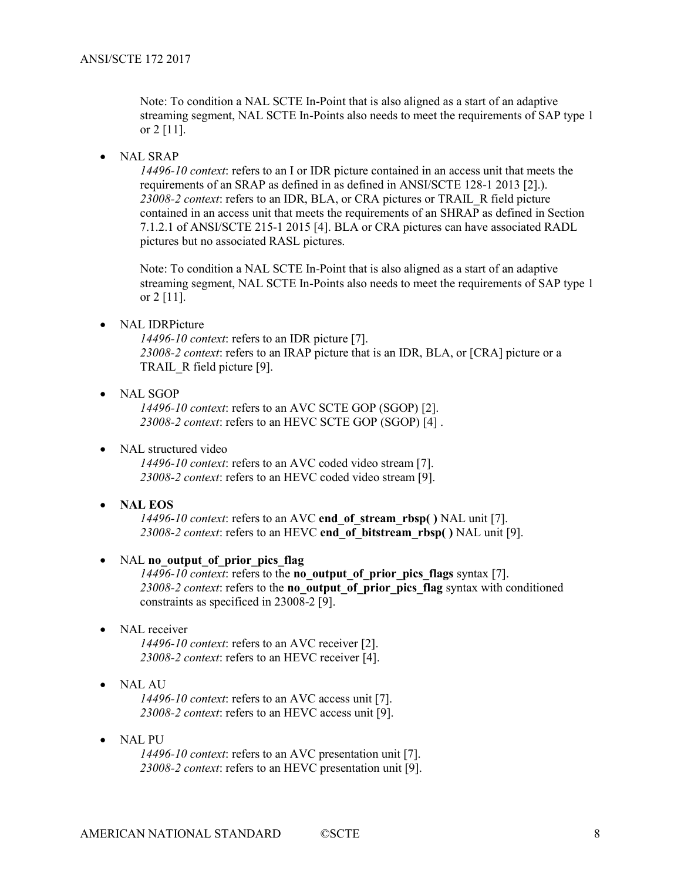Note: To condition a NAL SCTE In-Point that is also aligned as a start of an adaptive streaming segment, NAL SCTE In-Points also needs to meet the requirements of SAP type 1 or 2 [11].

- NAL SRAP

  *14496-10 context*: refers to an I or IDR picture contained in an access unit that meets the requirements of an SRAP as defined in as defined in ANSI/SCTE 128-1 2013 [2].).
  *23008-2 context*: refers to an IDR, BLA, or CRA pictures or TRAIL_R field picture contained in an access unit that meets the requirements of an SHRAP as defined in Section 7.1.2.1 of ANSI/SCTE 215-1 2015 [4]. BLA or CRA pictures can have associated RADL pictures but no associated RASL pictures.

  Note: To condition a NAL SCTE In-Point that is also aligned as a start of an adaptive streaming segment, NAL SCTE In-Points also needs to meet the requirements of SAP type 1 or 2 [11].

- NAL IDRPicture

  *14496-10 context*: refers to an IDR picture [7].
  *23008-2 context*: refers to an IRAP picture that is an IDR, BLA, or [CRA] picture or a TRAIL_R field picture [9].

- NAL SGOP

  *14496-10 context*: refers to an AVC SCTE GOP (SGOP) [2].
  *23008-2 context*: refers to an HEVC SCTE GOP (SGOP) [4] .

- NAL structured video

  *14496-10 context*: refers to an AVC coded video stream [7].
  *23008-2 context*: refers to an HEVC coded video stream [9].

- **NAL EOS**

  *14496-10 context*: refers to an AVC **end_of_stream_rbsp( )** NAL unit [7].
  *23008-2 context*: refers to an HEVC **end_of_bitstream_rbsp( )** NAL unit [9].

- NAL **no_output_of_prior_pics_flag**

  *14496-10 context*: refers to the **no_output_of_prior_pics_flags** syntax [7].
  *23008-2 context*: refers to the **no_output_of_prior_pics_flag** syntax with conditioned constraints as specificed in 23008-2 [9].

- NAL receiver

  *14496-10 context*: refers to an AVC receiver [2].
  *23008-2 context*: refers to an HEVC receiver [4].

- NAL AU

  *14496-10 context*: refers to an AVC access unit [7].
  *23008-2 context*: refers to an HEVC access unit [9].

- NAL PU

  *14496-10 context*: refers to an AVC presentation unit [7].
  *23008-2 context*: refers to an HEVC presentation unit [9].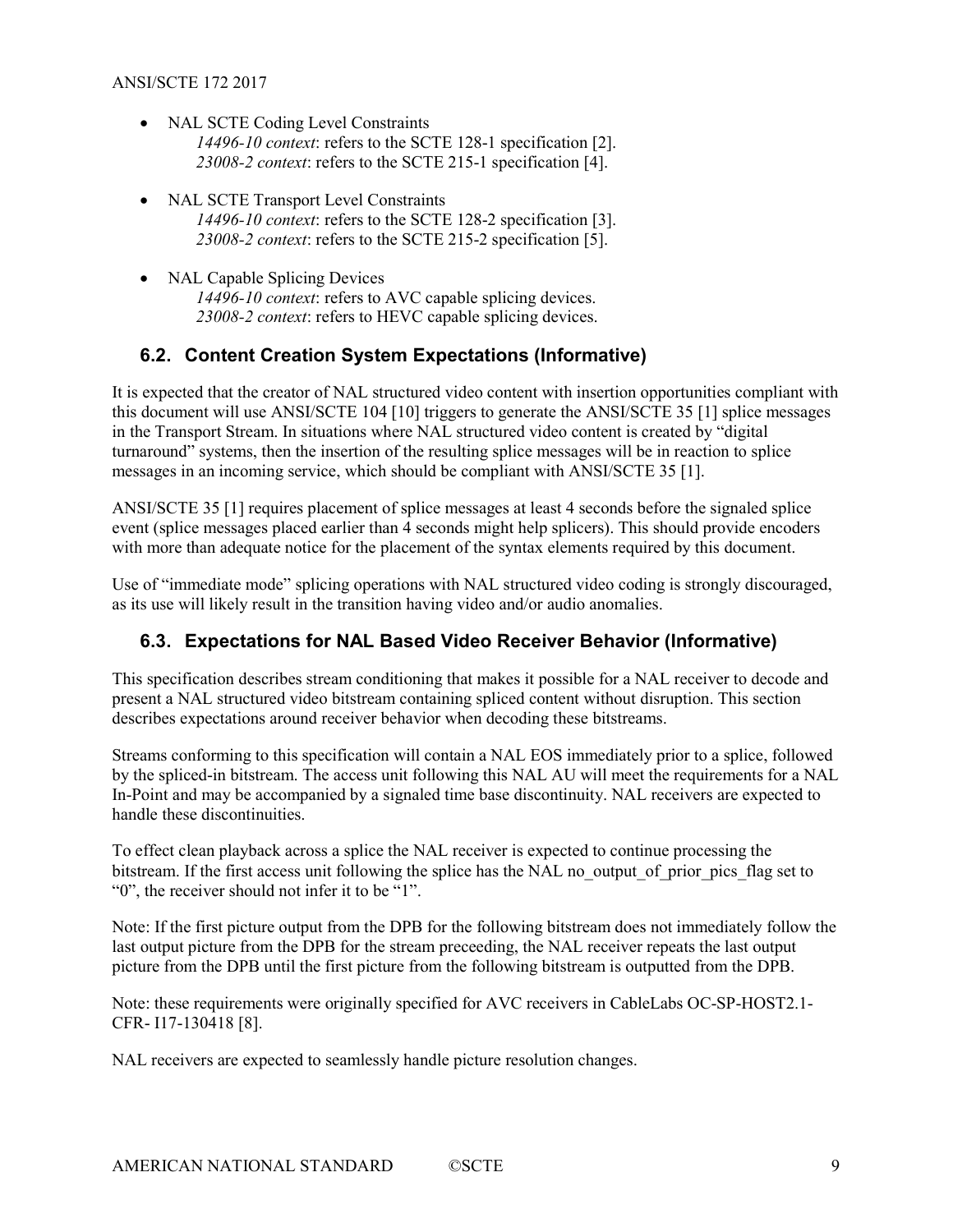- NAL SCTE Coding Level Constraints
  *14496-10 context*: refers to the SCTE 128-1 specification [2].
  *23008-2 context*: refers to the SCTE 215-1 specification [4].

- NAL SCTE Transport Level Constraints
  *14496-10 context*: refers to the SCTE 128-2 specification [3].
  *23008-2 context*: refers to the SCTE 215-2 specification [5].

- NAL Capable Splicing Devices
  *14496-10 context*: refers to AVC capable splicing devices.
  *23008-2 context*: refers to HEVC capable splicing devices.

## 6.2. Content Creation System Expectations (Informative)

It is expected that the creator of NAL structured video content with insertion opportunities compliant with this document will use ANSI/SCTE 104 [10] triggers to generate the ANSI/SCTE 35 [1] splice messages in the Transport Stream. In situations where NAL structured video content is created by "digital turnaround" systems, then the insertion of the resulting splice messages will be in reaction to splice messages in an incoming service, which should be compliant with ANSI/SCTE 35 [1].

ANSI/SCTE 35 [1] requires placement of splice messages at least 4 seconds before the signaled splice event (splice messages placed earlier than 4 seconds might help splicers). This should provide encoders with more than adequate notice for the placement of the syntax elements required by this document.

Use of "immediate mode" splicing operations with NAL structured video coding is strongly discouraged, as its use will likely result in the transition having video and/or audio anomalies.

## 6.3. Expectations for NAL Based Video Receiver Behavior (Informative)

This specification describes stream conditioning that makes it possible for a NAL receiver to decode and present a NAL structured video bitstream containing spliced content without disruption. This section describes expectations around receiver behavior when decoding these bitstreams.

Streams conforming to this specification will contain a NAL EOS immediately prior to a splice, followed by the spliced-in bitstream. The access unit following this NAL AU will meet the requirements for a NAL In-Point and may be accompanied by a signaled time base discontinuity. NAL receivers are expected to handle these discontinuities.

To effect clean playback across a splice the NAL receiver is expected to continue processing the bitstream. If the first access unit following the splice has the NAL no_output_of_prior_pics_flag set to "0", the receiver should not infer it to be "1".

Note: If the first picture output from the DPB for the following bitstream does not immediately follow the last output picture from the DPB for the stream preceeding, the NAL receiver repeats the last output picture from the DPB until the first picture from the following bitstream is outputted from the DPB.

Note: these requirements were originally specified for AVC receivers in CableLabs OC-SP-HOST2.1-CFR- I17-130418 [8].

NAL receivers are expected to seamlessly handle picture resolution changes.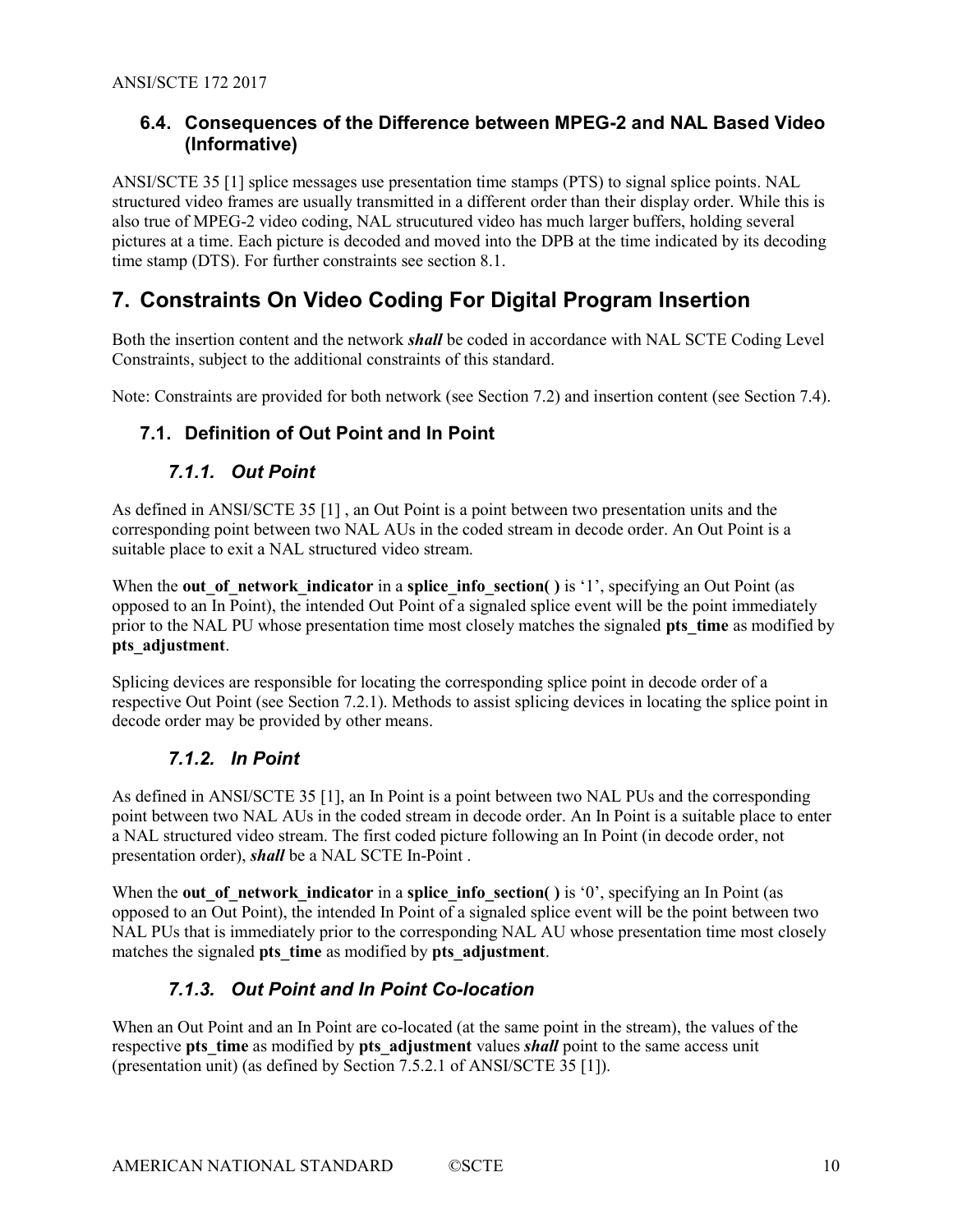### 6.4. Consequences of the Difference between MPEG-2 and NAL Based Video (Informative)

ANSI/SCTE 35 [1] splice messages use presentation time stamps (PTS) to signal splice points. NAL structured video frames are usually transmitted in a different order than their display order. While this is also true of MPEG-2 video coding, NAL strucutured video has much larger buffers, holding several pictures at a time. Each picture is decoded and moved into the DPB at the time indicated by its decoding time stamp (DTS). For further constraints see section 8.1.

## 7. Constraints On Video Coding For Digital Program Insertion

Both the insertion content and the network ***shall*** be coded in accordance with NAL SCTE Coding Level Constraints, subject to the additional constraints of this standard.

Note: Constraints are provided for both network (see Section 7.2) and insertion content (see Section 7.4).

### 7.1. Definition of Out Point and In Point

#### *7.1.1. Out Point*

As defined in ANSI/SCTE 35 [1] , an Out Point is a point between two presentation units and the corresponding point between two NAL AUs in the coded stream in decode order. An Out Point is a suitable place to exit a NAL structured video stream.

When the **out_of_network_indicator** in a **splice_info_section( )** is '1', specifying an Out Point (as opposed to an In Point), the intended Out Point of a signaled splice event will be the point immediately prior to the NAL PU whose presentation time most closely matches the signaled **pts_time** as modified by **pts_adjustment**.

Splicing devices are responsible for locating the corresponding splice point in decode order of a respective Out Point (see Section 7.2.1). Methods to assist splicing devices in locating the splice point in decode order may be provided by other means.

#### *7.1.2. In Point*

As defined in ANSI/SCTE 35 [1], an In Point is a point between two NAL PUs and the corresponding point between two NAL AUs in the coded stream in decode order. An In Point is a suitable place to enter a NAL structured video stream. The first coded picture following an In Point (in decode order, not presentation order), ***shall*** be a NAL SCTE In-Point .

When the **out_of_network_indicator** in a **splice_info_section( )** is '0', specifying an In Point (as opposed to an Out Point), the intended In Point of a signaled splice event will be the point between two NAL PUs that is immediately prior to the corresponding NAL AU whose presentation time most closely matches the signaled **pts_time** as modified by **pts_adjustment**.

#### *7.1.3. Out Point and In Point Co-location*

When an Out Point and an In Point are co-located (at the same point in the stream), the values of the respective **pts_time** as modified by **pts_adjustment** values ***shall*** point to the same access unit (presentation unit) (as defined by Section 7.5.2.1 of ANSI/SCTE 35 [1]).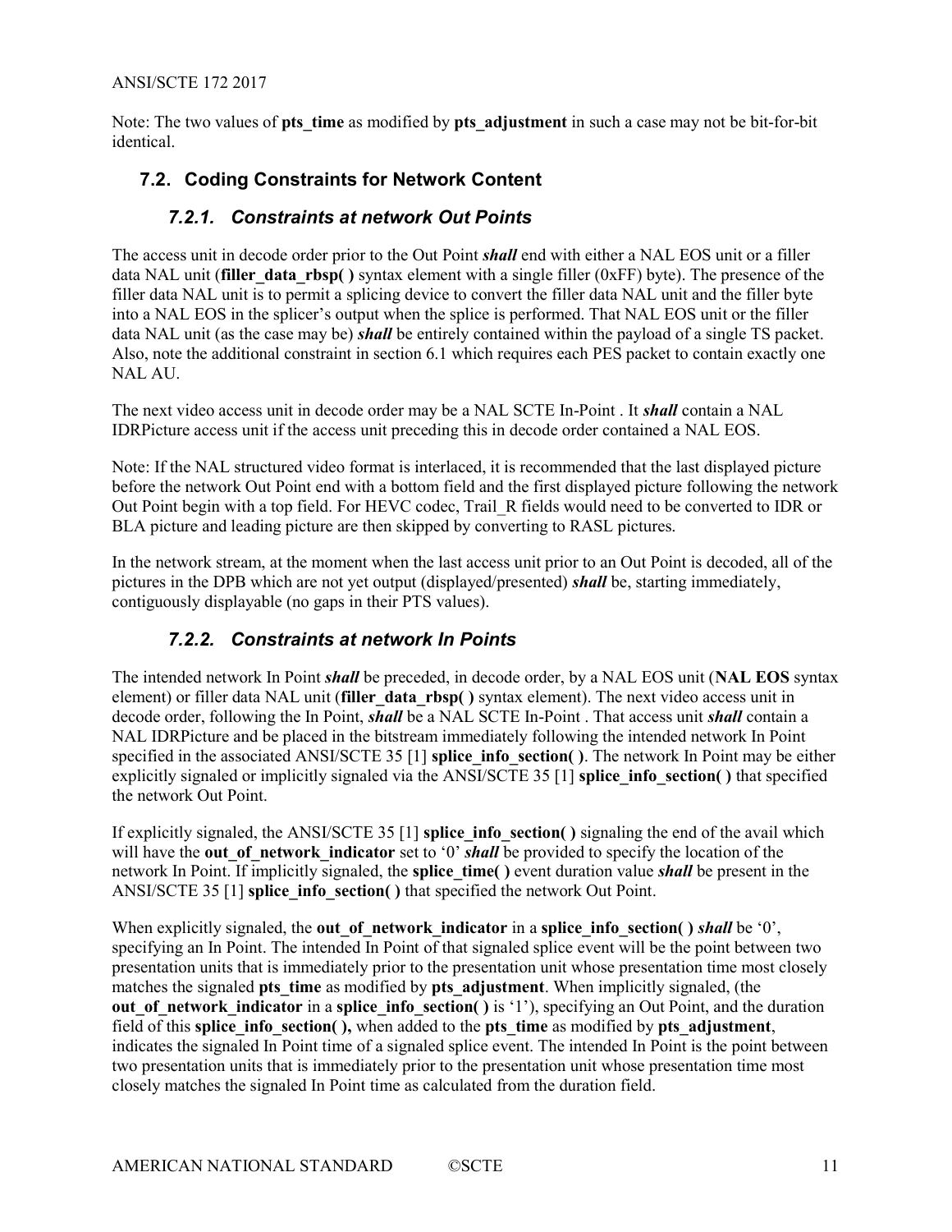Note: The two values of **pts_time** as modified by **pts_adjustment** in such a case may not be bit-for-bit identical.

## 7.2. Coding Constraints for Network Content

### 7.2.1. Constraints at network Out Points

The access unit in decode order prior to the Out Point ***shall*** end with either a NAL EOS unit or a filler data NAL unit (**filler_data_rbsp( )** syntax element with a single filler (0xFF) byte). The presence of the filler data NAL unit is to permit a splicing device to convert the filler data NAL unit and the filler byte into a NAL EOS in the splicer's output when the splice is performed. That NAL EOS unit or the filler data NAL unit (as the case may be) ***shall*** be entirely contained within the payload of a single TS packet. Also, note the additional constraint in section 6.1 which requires each PES packet to contain exactly one NAL AU.

The next video access unit in decode order may be a NAL SCTE In-Point . It ***shall*** contain a NAL IDRPicture access unit if the access unit preceding this in decode order contained a NAL EOS.

Note: If the NAL structured video format is interlaced, it is recommended that the last displayed picture before the network Out Point end with a bottom field and the first displayed picture following the network Out Point begin with a top field. For HEVC codec, Trail_R fields would need to be converted to IDR or BLA picture and leading picture are then skipped by converting to RASL pictures.

In the network stream, at the moment when the last access unit prior to an Out Point is decoded, all of the pictures in the DPB which are not yet output (displayed/presented) ***shall*** be, starting immediately, contiguously displayable (no gaps in their PTS values).

### 7.2.2. Constraints at network In Points

The intended network In Point ***shall*** be preceded, in decode order, by a NAL EOS unit (**NAL EOS** syntax element) or filler data NAL unit (**filler_data_rbsp( )** syntax element). The next video access unit in decode order, following the In Point, ***shall*** be a NAL SCTE In-Point . That access unit ***shall*** contain a NAL IDRPicture and be placed in the bitstream immediately following the intended network In Point specified in the associated ANSI/SCTE 35 [1] **splice_info_section( )**. The network In Point may be either explicitly signaled or implicitly signaled via the ANSI/SCTE 35 [1] **splice_info_section( )** that specified the network Out Point.

If explicitly signaled, the ANSI/SCTE 35 [1] **splice_info_section( )** signaling the end of the avail which will have the **out_of_network_indicator** set to '0' ***shall*** be provided to specify the location of the network In Point. If implicitly signaled, the **splice_time( )** event duration value ***shall*** be present in the ANSI/SCTE 35 [1] **splice_info_section( )** that specified the network Out Point.

When explicitly signaled, the **out_of_network_indicator** in a **splice_info_section( )** ***shall*** be '0', specifying an In Point. The intended In Point of that signaled splice event will be the point between two presentation units that is immediately prior to the presentation unit whose presentation time most closely matches the signaled **pts_time** as modified by **pts_adjustment**. When implicitly signaled, (the **out_of_network_indicator** in a **splice_info_section( )** is '1'), specifying an Out Point, and the duration field of this **splice_info_section( ),** when added to the **pts_time** as modified by **pts_adjustment**, indicates the signaled In Point time of a signaled splice event. The intended In Point is the point between two presentation units that is immediately prior to the presentation unit whose presentation time most closely matches the signaled In Point time as calculated from the duration field.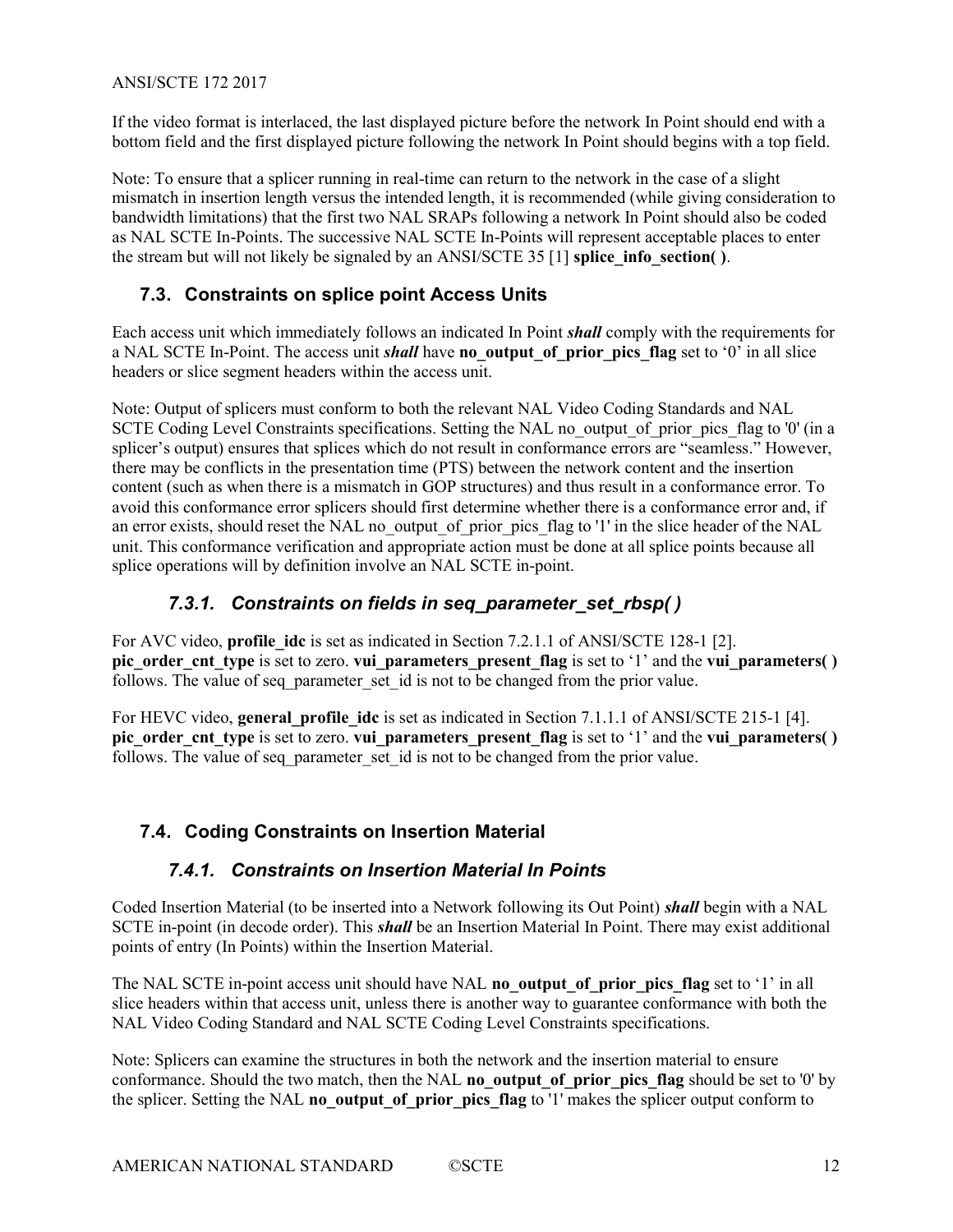If the video format is interlaced, the last displayed picture before the network In Point should end with a bottom field and the first displayed picture following the network In Point should begins with a top field.

Note: To ensure that a splicer running in real-time can return to the network in the case of a slight mismatch in insertion length versus the intended length, it is recommended (while giving consideration to bandwidth limitations) that the first two NAL SRAPs following a network In Point should also be coded as NAL SCTE In-Points. The successive NAL SCTE In-Points will represent acceptable places to enter the stream but will not likely be signaled by an ANSI/SCTE 35 [1] **splice_info_section( )**.

## 7.3. Constraints on splice point Access Units

Each access unit which immediately follows an indicated In Point ***shall*** comply with the requirements for a NAL SCTE In-Point. The access unit ***shall*** have **no_output_of_prior_pics_flag** set to '0' in all slice headers or slice segment headers within the access unit.

Note: Output of splicers must conform to both the relevant NAL Video Coding Standards and NAL SCTE Coding Level Constraints specifications. Setting the NAL no_output_of_prior_pics_flag to '0' (in a splicer's output) ensures that splices which do not result in conformance errors are "seamless." However, there may be conflicts in the presentation time (PTS) between the network content and the insertion content (such as when there is a mismatch in GOP structures) and thus result in a conformance error. To avoid this conformance error splicers should first determine whether there is a conformance error and, if an error exists, should reset the NAL no_output_of_prior_pics_flag to '1' in the slice header of the NAL unit. This conformance verification and appropriate action must be done at all splice points because all splice operations will by definition involve an NAL SCTE in-point.

### *7.3.1. Constraints on fields in seq_parameter_set_rbsp( )*

For AVC video, **profile_idc** is set as indicated in Section 7.2.1.1 of ANSI/SCTE 128-1 [2]. **pic_order_cnt_type** is set to zero. **vui_parameters_present_flag** is set to '1' and the **vui_parameters( )** follows. The value of seq_parameter_set_id is not to be changed from the prior value.

For HEVC video, **general_profile_idc** is set as indicated in Section 7.1.1.1 of ANSI/SCTE 215-1 [4]. **pic_order_cnt_type** is set to zero. **vui_parameters_present_flag** is set to '1' and the **vui_parameters( )** follows. The value of seq_parameter_set_id is not to be changed from the prior value.

## 7.4. Coding Constraints on Insertion Material

### *7.4.1. Constraints on Insertion Material In Points*

Coded Insertion Material (to be inserted into a Network following its Out Point) ***shall*** begin with a NAL SCTE in-point (in decode order). This ***shall*** be an Insertion Material In Point. There may exist additional points of entry (In Points) within the Insertion Material.

The NAL SCTE in-point access unit should have NAL **no_output_of_prior_pics_flag** set to '1' in all slice headers within that access unit, unless there is another way to guarantee conformance with both the NAL Video Coding Standard and NAL SCTE Coding Level Constraints specifications.

Note: Splicers can examine the structures in both the network and the insertion material to ensure conformance. Should the two match, then the NAL **no_output_of_prior_pics_flag** should be set to '0' by the splicer. Setting the NAL **no_output_of_prior_pics_flag** to '1' makes the splicer output conform to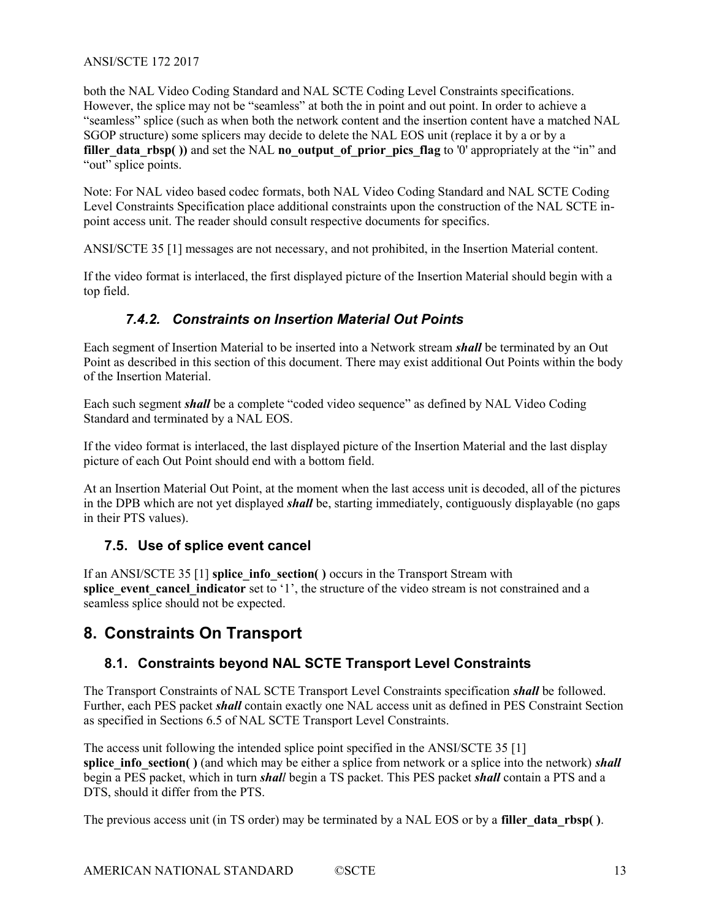both the NAL Video Coding Standard and NAL SCTE Coding Level Constraints specifications. However, the splice may not be "seamless" at both the in point and out point. In order to achieve a "seamless" splice (such as when both the network content and the insertion content have a matched NAL SGOP structure) some splicers may decide to delete the NAL EOS unit (replace it by a or by a **filler_data_rbsp( ))** and set the NAL **no_output_of_prior_pics_flag** to '0' appropriately at the "in" and "out" splice points.

Note: For NAL video based codec formats, both NAL Video Coding Standard and NAL SCTE Coding Level Constraints Specification place additional constraints upon the construction of the NAL SCTE in-point access unit. The reader should consult respective documents for specifics.

ANSI/SCTE 35 [1] messages are not necessary, and not prohibited, in the Insertion Material content.

If the video format is interlaced, the first displayed picture of the Insertion Material should begin with a top field.

### 7.4.2. Constraints on Insertion Material Out Points

Each segment of Insertion Material to be inserted into a Network stream ***shall*** be terminated by an Out Point as described in this section of this document. There may exist additional Out Points within the body of the Insertion Material.

Each such segment ***shall*** be a complete "coded video sequence" as defined by NAL Video Coding Standard and terminated by a NAL EOS.

If the video format is interlaced, the last displayed picture of the Insertion Material and the last display picture of each Out Point should end with a bottom field.

At an Insertion Material Out Point, at the moment when the last access unit is decoded, all of the pictures in the DPB which are not yet displayed ***shall*** be, starting immediately, contiguously displayable (no gaps in their PTS values).

## 7.5. Use of splice event cancel

If an ANSI/SCTE 35 [1] **splice_info_section( )** occurs in the Transport Stream with **splice_event_cancel_indicator** set to '1', the structure of the video stream is not constrained and a seamless splice should not be expected.

# 8. Constraints On Transport

## 8.1. Constraints beyond NAL SCTE Transport Level Constraints

The Transport Constraints of NAL SCTE Transport Level Constraints specification ***shall*** be followed. Further, each PES packet ***shall*** contain exactly one NAL access unit as defined in PES Constraint Section as specified in Sections 6.5 of NAL SCTE Transport Level Constraints.

The access unit following the intended splice point specified in the ANSI/SCTE 35 [1] **splice_info_section( )** (and which may be either a splice from network or a splice into the network) ***shall*** begin a PES packet, which in turn ***shall*** begin a TS packet. This PES packet ***shall*** contain a PTS and a DTS, should it differ from the PTS.

The previous access unit (in TS order) may be terminated by a NAL EOS or by a **filler_data_rbsp( )**.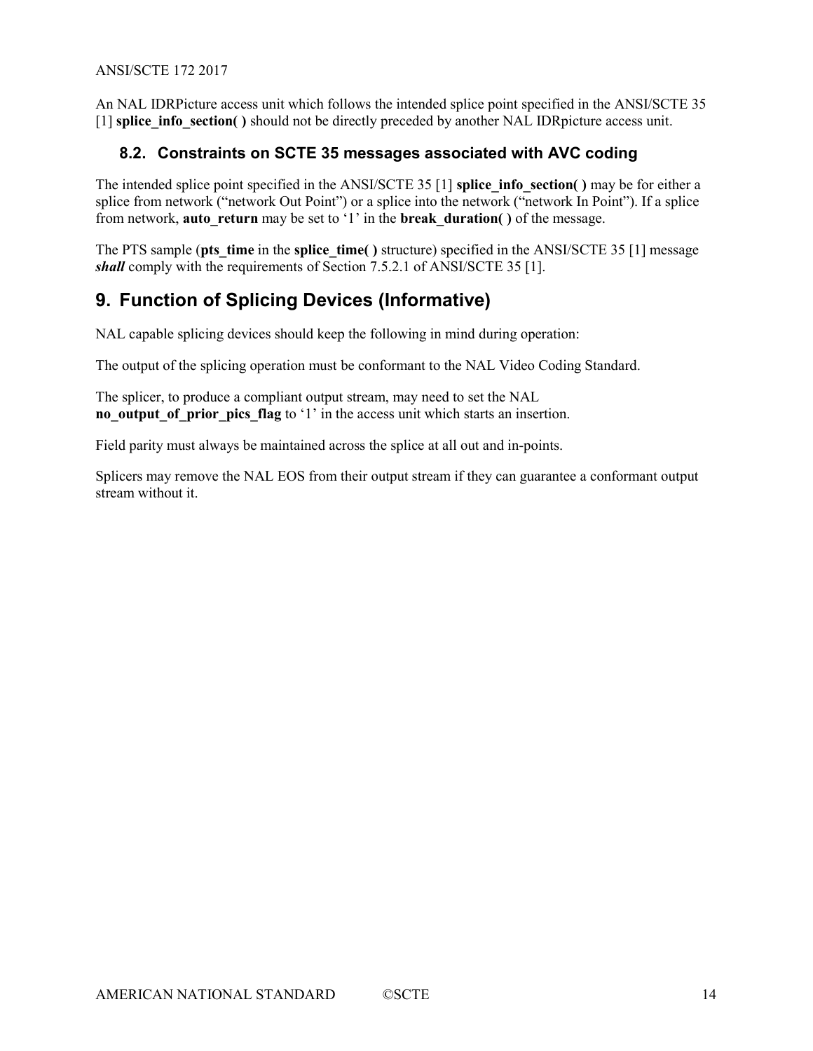An NAL IDRPicture access unit which follows the intended splice point specified in the ANSI/SCTE 35 [1] **splice_info_section( )** should not be directly preceded by another NAL IDRpicture access unit.

### 8.2. Constraints on SCTE 35 messages associated with AVC coding

The intended splice point specified in the ANSI/SCTE 35 [1] **splice_info_section( )** may be for either a splice from network ("network Out Point") or a splice into the network ("network In Point"). If a splice from network, **auto_return** may be set to '1' in the **break_duration( )** of the message.

The PTS sample (**pts_time** in the **splice_time( )** structure) specified in the ANSI/SCTE 35 [1] message ***shall*** comply with the requirements of Section 7.5.2.1 of ANSI/SCTE 35 [1].

## 9. Function of Splicing Devices (Informative)

NAL capable splicing devices should keep the following in mind during operation:

The output of the splicing operation must be conformant to the NAL Video Coding Standard.

The splicer, to produce a compliant output stream, may need to set the NAL **no_output_of_prior_pics_flag** to '1' in the access unit which starts an insertion.

Field parity must always be maintained across the splice at all out and in-points.

Splicers may remove the NAL EOS from their output stream if they can guarantee a conformant output stream without it.